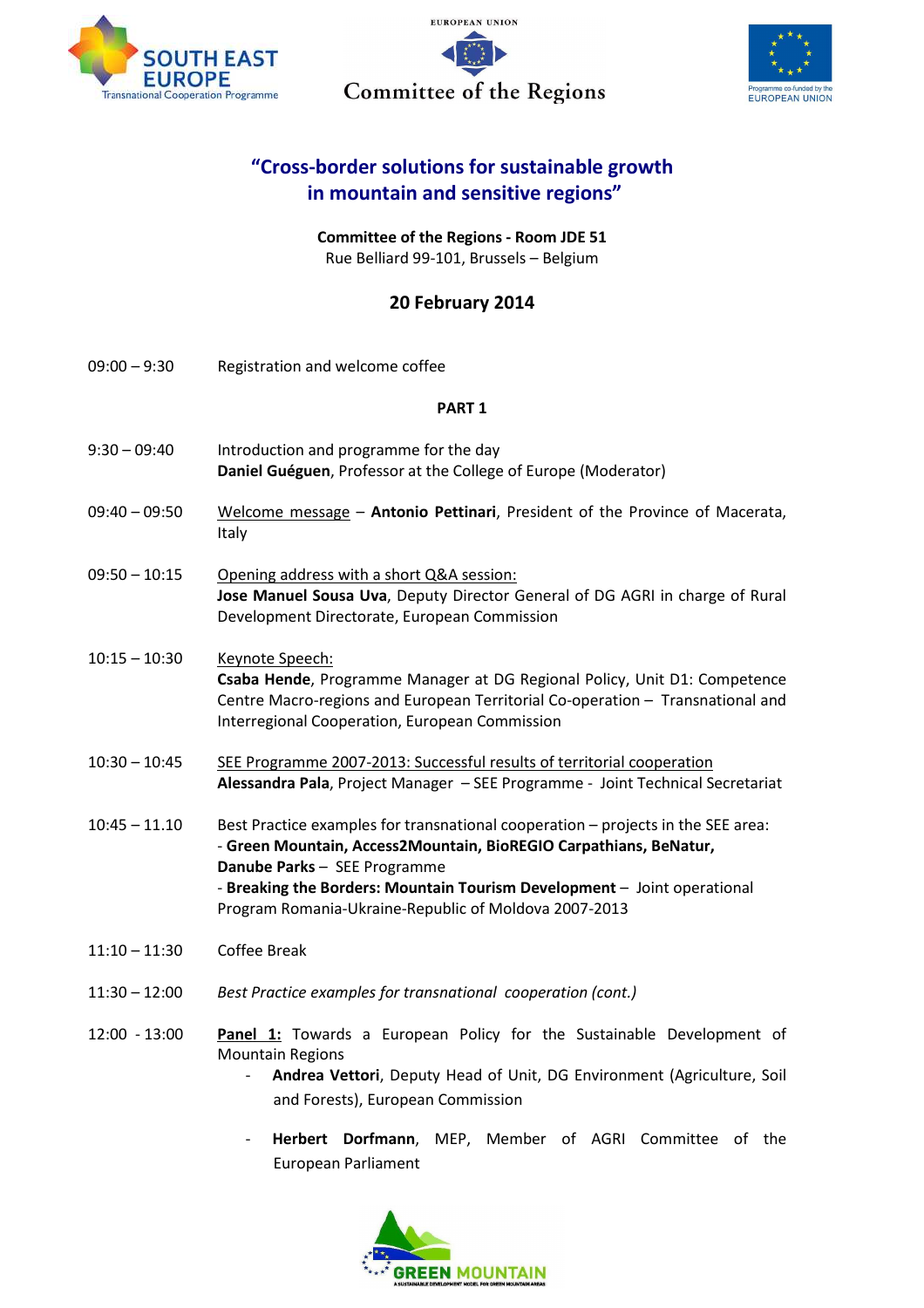# "Cross-border solutions for sustainable growth in mountain and sensitive regions"

**Committee of the Regions - Room JDE 51**
Rue Belliard 99-101, Brussels – Belgium

## 20 February 2014

| | |
|---|---|
| 09:00 – 9:30 | Registration and welcome coffee |
| | **PART 1** |
| 9:30 – 09:40 | Introduction and programme for the day<br>**Daniel Guéguen**, Professor at the College of Europe (Moderator) |
| 09:40 – 09:50 | Welcome message – **Antonio Pettinari**, President of the Province of Macerata, Italy |
| 09:50 – 10:15 | Opening address with a short Q&A session:<br>**Jose Manuel Sousa Uva**, Deputy Director General of DG AGRI in charge of Rural Development Directorate, European Commission |
| 10:15 – 10:30 | Keynote Speech:<br>**Csaba Hende**, Programme Manager at DG Regional Policy, Unit D1: Competence Centre Macro-regions and European Territorial Co-operation – Transnational and Interregional Cooperation, European Commission |
| 10:30 – 10:45 | SEE Programme 2007-2013: Successful results of territorial cooperation<br>**Alessandra Pala**, Project Manager – SEE Programme - Joint Technical Secretariat |
| 10:45 – 11.10 | Best Practice examples for transnational cooperation – projects in the SEE area:<br>- **Green Mountain, Access2Mountain, BioREGIO Carpathians, BeNatur, Danube Parks** – SEE Programme<br>- **Breaking the Borders: Mountain Tourism Development** – Joint operational Program Romania-Ukraine-Republic of Moldova 2007-2013 |
| 11:10 – 11:30 | Coffee Break |
| 11:30 – 12:00 | *Best Practice examples for transnational cooperation (cont.)* |
| 12:00 - 13:00 | **Panel 1:** Towards a European Policy for the Sustainable Development of Mountain Regions<br>- **Andrea Vettori**, Deputy Head of Unit, DG Environment (Agriculture, Soil and Forests), European Commission<br>- **Herbert Dorfmann**, MEP, Member of AGRI Committee of the European Parliament |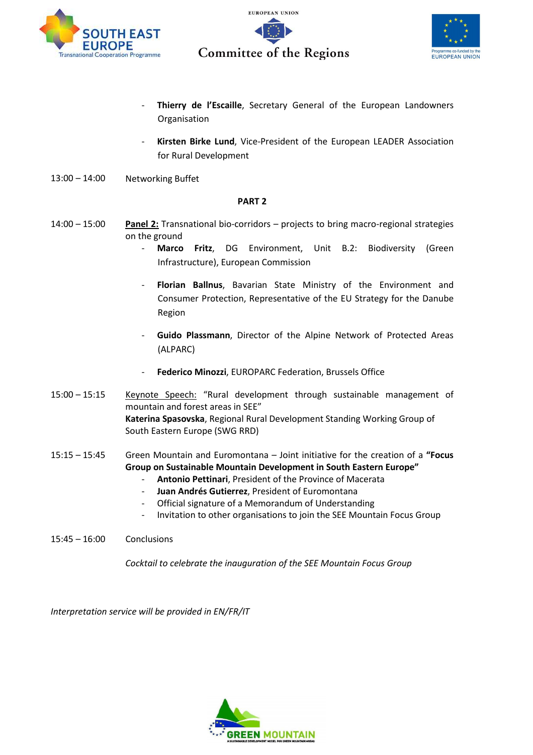- **Thierry de l'Escaille**, Secretary General of the European Landowners Organisation
- **Kirsten Birke Lund**, Vice-President of the European LEADER Association for Rural Development

13:00 – 14:00 Networking Buffet

**PART 2**

14:00 – 15:00 **Panel 2:** Transnational bio-corridors – projects to bring macro-regional strategies on the ground

- **Marco Fritz**, DG Environment, Unit B.2: Biodiversity (Green Infrastructure), European Commission
- **Florian Ballnus**, Bavarian State Ministry of the Environment and Consumer Protection, Representative of the EU Strategy for the Danube Region
- **Guido Plassmann**, Director of the Alpine Network of Protected Areas (ALPARC)
- **Federico Minozzi**, EUROPARC Federation, Brussels Office

15:00 – 15:15 Keynote Speech: "Rural development through sustainable management of mountain and forest areas in SEE"
**Katerina Spasovska**, Regional Rural Development Standing Working Group of South Eastern Europe (SWG RRD)

15:15 – 15:45 Green Mountain and Euromontana – Joint initiative for the creation of a **"Focus Group on Sustainable Mountain Development in South Eastern Europe"**

- **Antonio Pettinari**, President of the Province of Macerata
- **Juan Andrés Gutierrez**, President of Euromontana
- Official signature of a Memorandum of Understanding
- Invitation to other organisations to join the SEE Mountain Focus Group

15:45 – 16:00 Conclusions

*Cocktail to celebrate the inauguration of the SEE Mountain Focus Group*

*Interpretation service will be provided in EN/FR/IT*